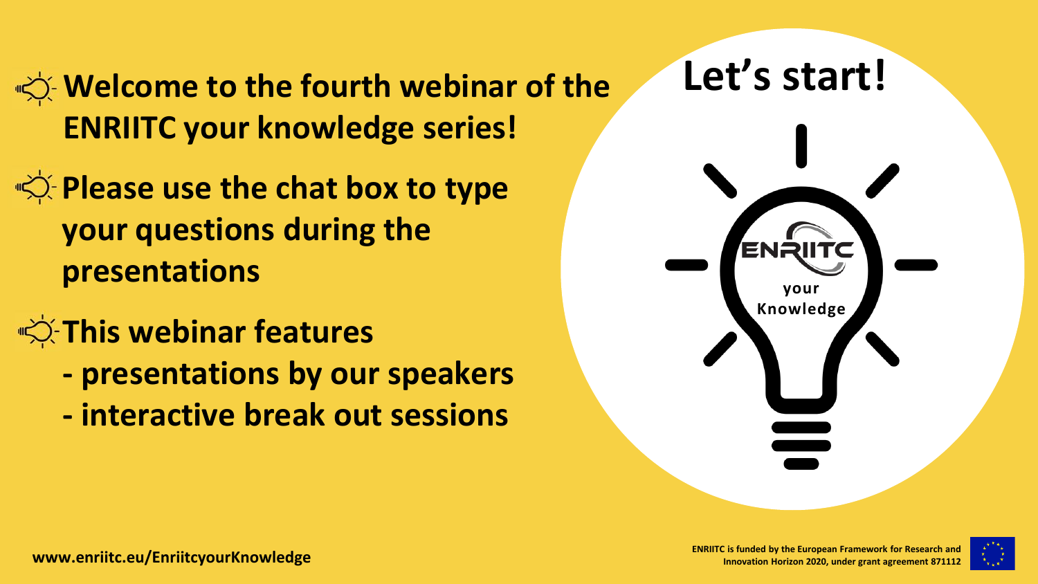- **Welcome to the fourth webinar of the ENRIITC your knowledge series!**
- **Please use the chat box to type your questions during the presentations**
- **This webinar features**
  - **presentations by our speakers**
  - **interactive break out sessions**

# Let's start!

ENRIITC your Knowledge

**www.enriitc.eu/EnriitcyourKnowledge**

**ENRIITC is funded by the European Framework for Research and Innovation Horizon 2020, under grant agreement 871112**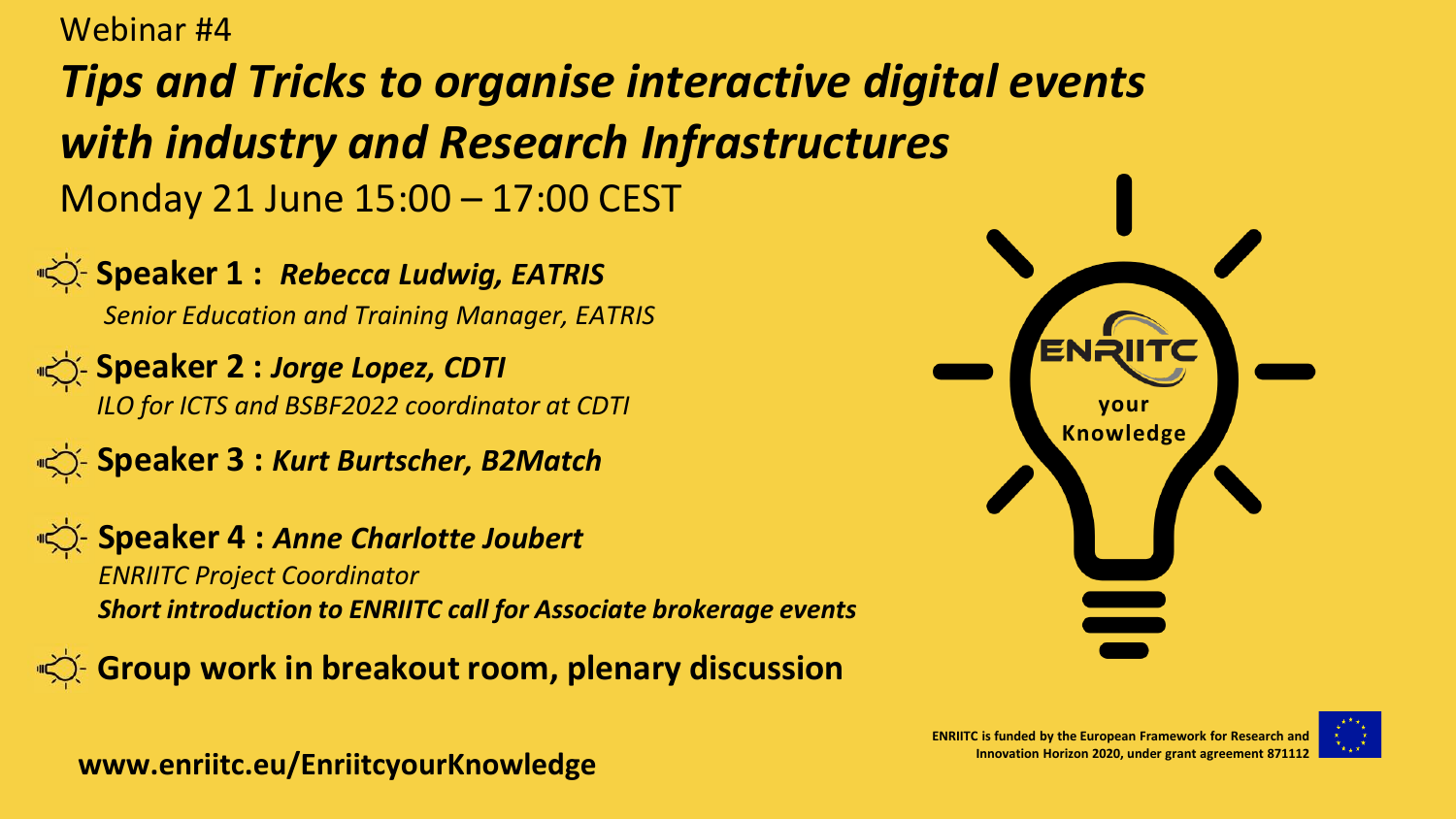Webinar #4

# *Tips and Tricks to organise interactive digital events with industry and Research Infrastructures*

Monday 21 June 15:00 – 17:00 CEST

- **Speaker 1 :** ***Rebecca Ludwig, EATRIS***
  *Senior Education and Training Manager, EATRIS*
- **Speaker 2 :** ***Jorge Lopez, CDTI***
  *ILO for ICTS and BSBF2022 coordinator at CDTI*
- **Speaker 3 :** ***Kurt Burtscher, B2Match***
- **Speaker 4 :** ***Anne Charlotte Joubert***
  *ENRIITC Project Coordinator*
  ***Short introduction to ENRIITC call for Associate brokerage events***
- **Group work in breakout room, plenary discussion**

ENRIITC your Knowledge

**www.enriitc.eu/EnriitcyourKnowledge**

**ENRIITC is funded by the European Framework for Research and Innovation Horizon 2020, under grant agreement 871112**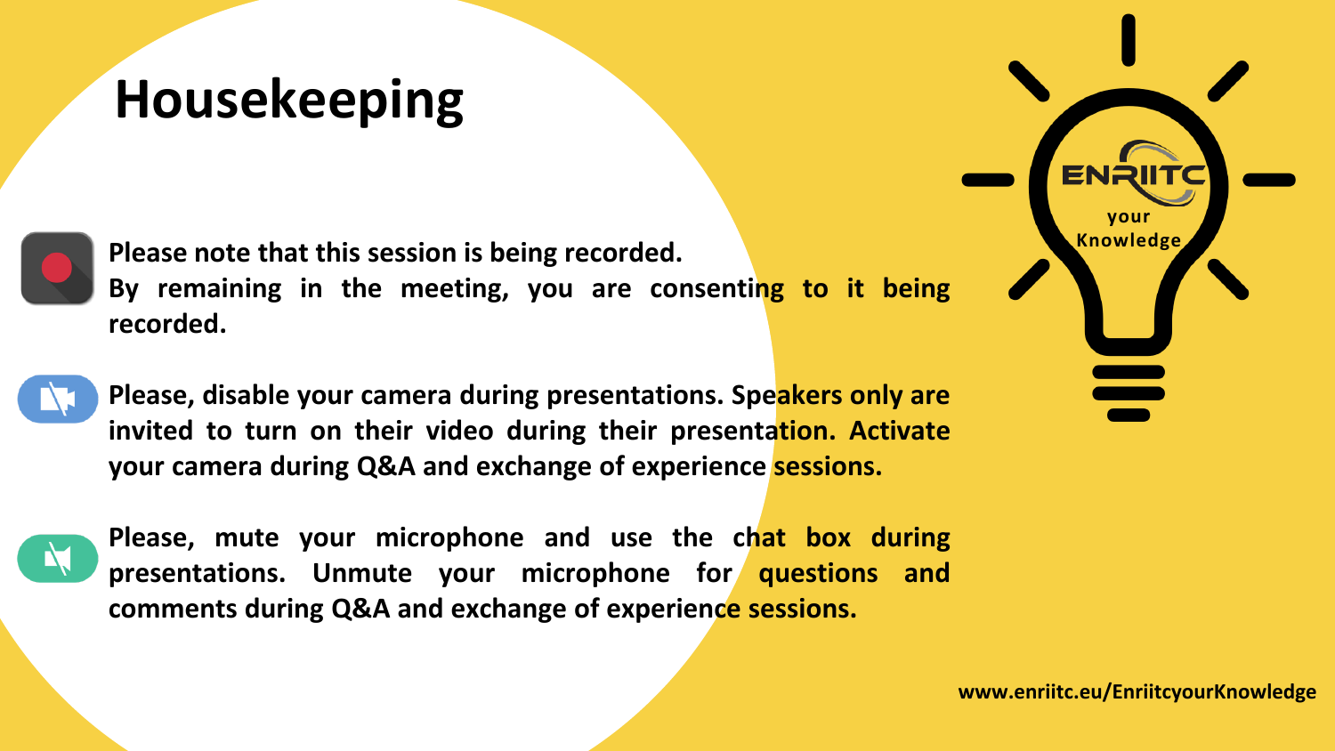# Housekeeping

**Please note that this session is being recorded.**
**By remaining in the meeting, you are consenting to it being recorded.**

**Please, disable your camera during presentations. Speakers only are invited to turn on their video during their presentation. Activate your camera during Q&A and exchange of experience sessions.**

**Please, mute your microphone and use the chat box during presentations. Unmute your microphone for questions and comments during Q&A and exchange of experience sessions.**

ENRIITC your Knowledge

**www.enriitc.eu/EnriitcyourKnowledge**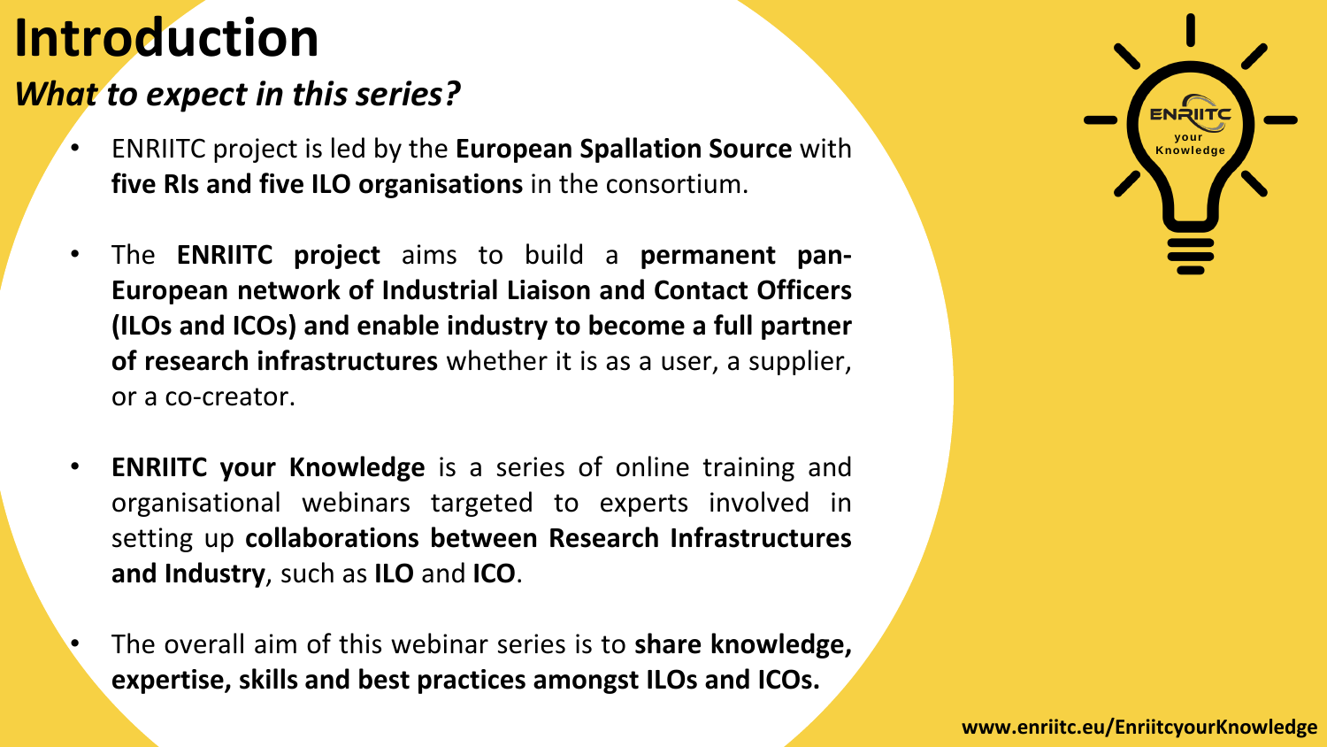# Introduction

## *What to expect in this series?*

- ENRIITC project is led by the **European Spallation Source** with **five RIs and five ILO organisations** in the consortium.
- The **ENRIITC project** aims to build a **permanent pan-European network of Industrial Liaison and Contact Officers (ILOs and ICOs) and enable industry to become a full partner of research infrastructures** whether it is as a user, a supplier, or a co-creator.
- **ENRIITC your Knowledge** is a series of online training and organisational webinars targeted to experts involved in setting up **collaborations between Research Infrastructures and Industry**, such as **ILO** and **ICO**.
- The overall aim of this webinar series is to **share knowledge, expertise, skills and best practices amongst ILOs and ICOs.**

ENRIITC your Knowledge

**www.enriitc.eu/EnriitcyourKnowledge**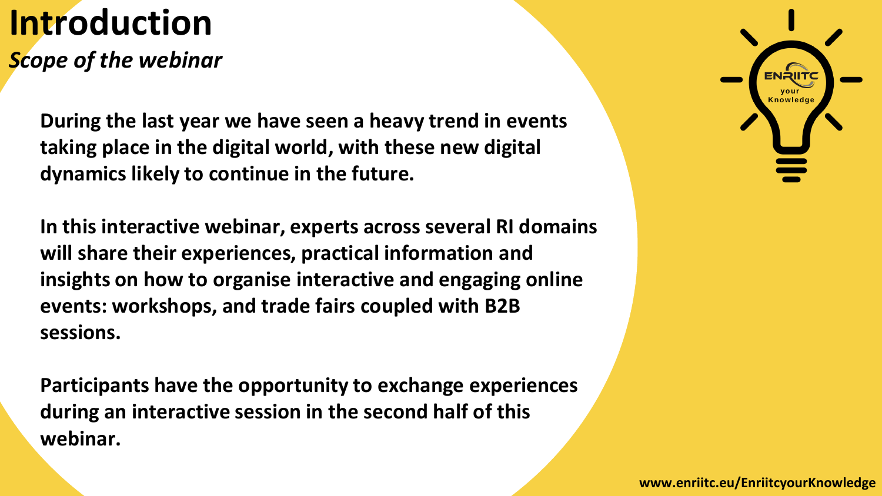# Introduction

*Scope of the webinar*

**During the last year we have seen a heavy trend in events taking place in the digital world, with these new digital dynamics likely to continue in the future.**

**In this interactive webinar, experts across several RI domains will share their experiences, practical information and insights on how to organise interactive and engaging online events: workshops, and trade fairs coupled with B2B sessions.**

**Participants have the opportunity to exchange experiences during an interactive session in the second half of this webinar.**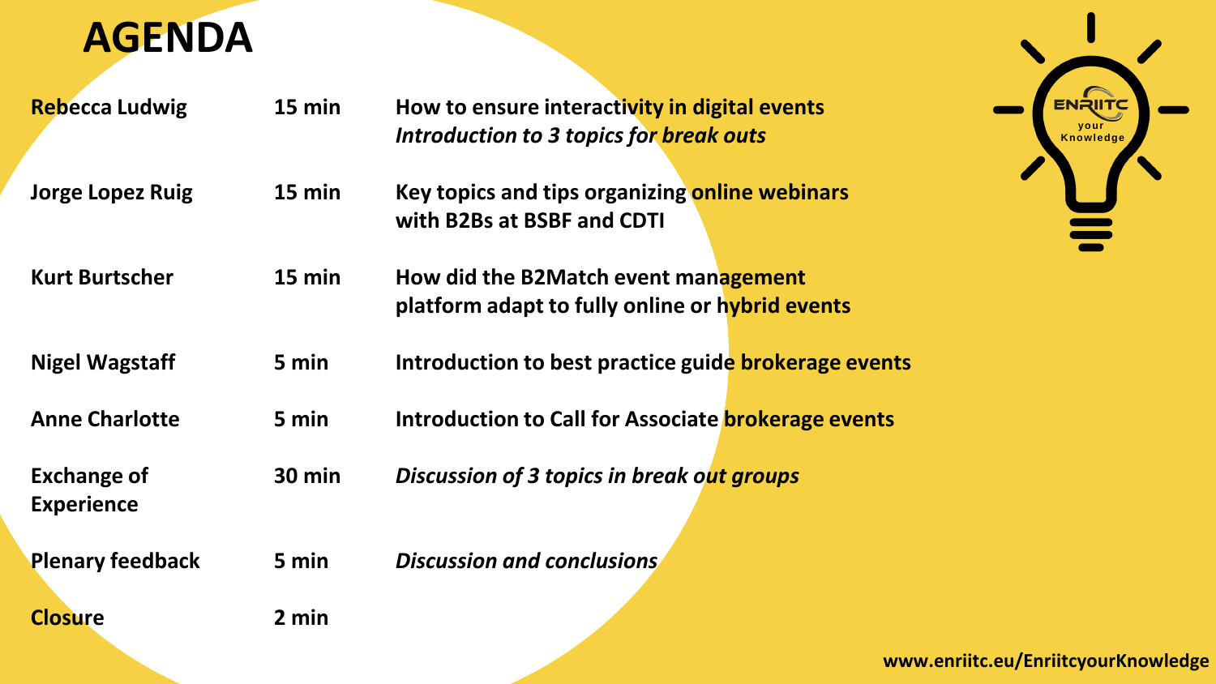# AGENDA

| | | |
|---|---|---|
| **Rebecca Ludwig** | **15 min** | **How to ensure interactivity in digital events** <br> ***Introduction to 3 topics for break outs*** |
| **Jorge Lopez Ruig** | **15 min** | **Key topics and tips organizing online webinars with B2Bs at BSBF and CDTI** |
| **Kurt Burtscher** | **15 min** | **How did the B2Match event management platform adapt to fully online or hybrid events** |
| **Nigel Wagstaff** | **5 min** | **Introduction to best practice guide brokerage events** |
| **Anne Charlotte** | **5 min** | **Introduction to Call for Associate brokerage events** |
| **Exchange of Experience** | **30 min** | ***Discussion of 3 topics in break out groups*** |
| **Plenary feedback** | **5 min** | ***Discussion and conclusions*** |
| **Closure** | **2 min** | |

ENRIITC your Knowledge

**www.enriitc.eu/EnriitcyourKnowledge**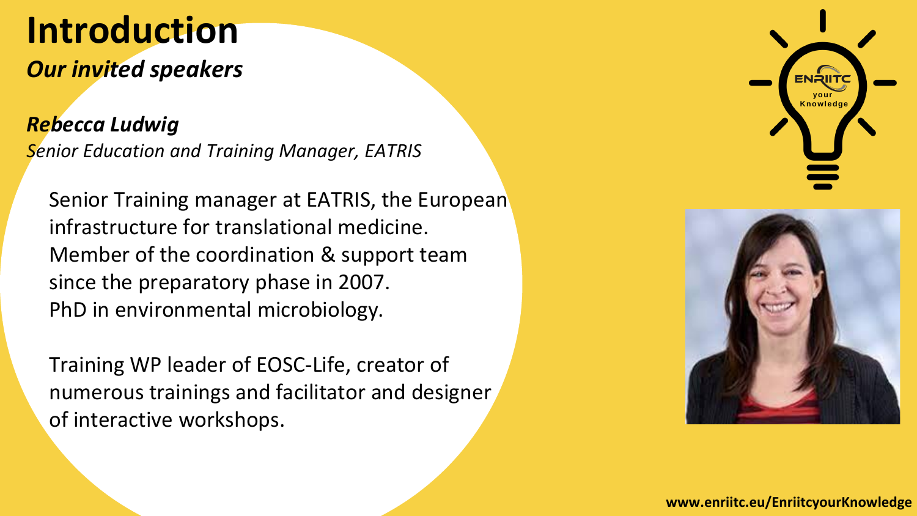# Introduction

***Our invited speakers***

***Rebecca Ludwig***

*Senior Education and Training Manager, EATRIS*

Senior Training manager at EATRIS, the European infrastructure for translational medicine. Member of the coordination & support team since the preparatory phase in 2007. PhD in environmental microbiology.

Training WP leader of EOSC-Life, creator of numerous trainings and facilitator and designer of interactive workshops.

**www.enriitc.eu/EnriitcyourKnowledge**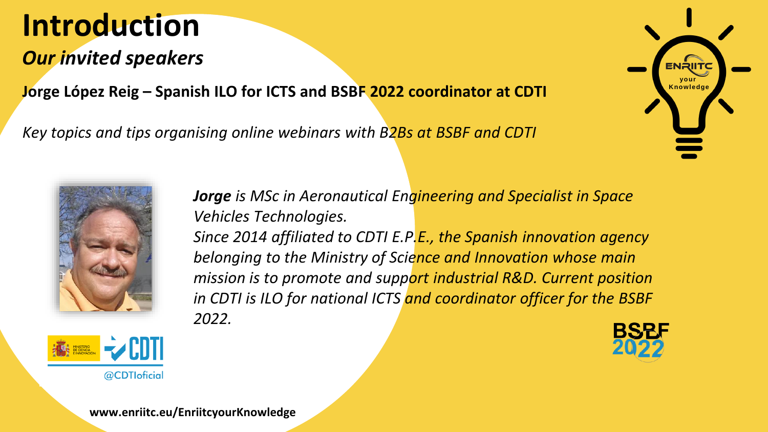# Introduction

## *Our invited speakers*

**Jorge López Reig – Spanish ILO for ICTS and BSBF 2022 coordinator at CDTI**

*Key topics and tips organising online webinars with B2Bs at BSBF and CDTI*

***Jorge*** *is MSc in Aeronautical Engineering and Specialist in Space Vehicles Technologies.*
*Since 2014 affiliated to CDTI E.P.E., the Spanish innovation agency belonging to the Ministry of Science and Innovation whose main mission is to promote and support industrial R&D. Current position in CDTI is ILO for national ICTS and coordinator officer for the BSBF 2022.*

@CDTIoficial

**www.enriitc.eu/EnriitcyourKnowledge**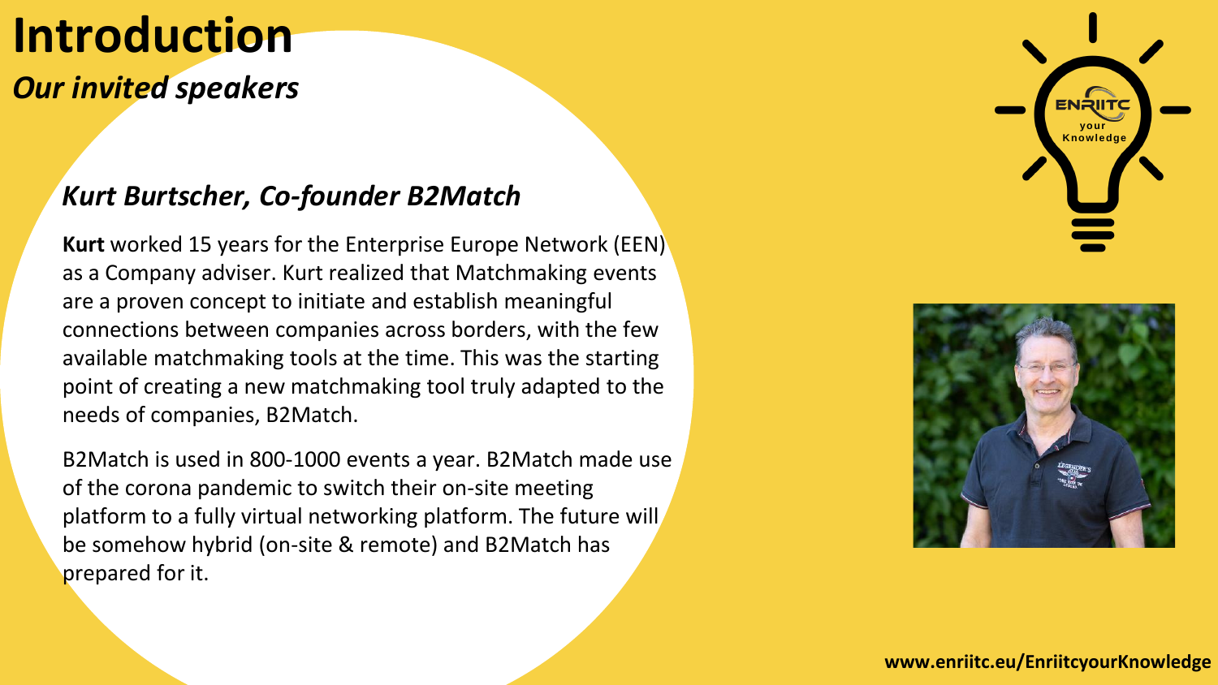# Introduction

## *Our invited speakers*

### *Kurt Burtscher, Co-founder B2Match*

**Kurt** worked 15 years for the Enterprise Europe Network (EEN) as a Company adviser. Kurt realized that Matchmaking events are a proven concept to initiate and establish meaningful connections between companies across borders, with the few available matchmaking tools at the time. This was the starting point of creating a new matchmaking tool truly adapted to the needs of companies, B2Match.

B2Match is used in 800-1000 events a year. B2Match made use of the corona pandemic to switch their on-site meeting platform to a fully virtual networking platform. The future will be somehow hybrid (on-site & remote) and B2Match has prepared for it.

www.enriitc.eu/EnriitcyourKnowledge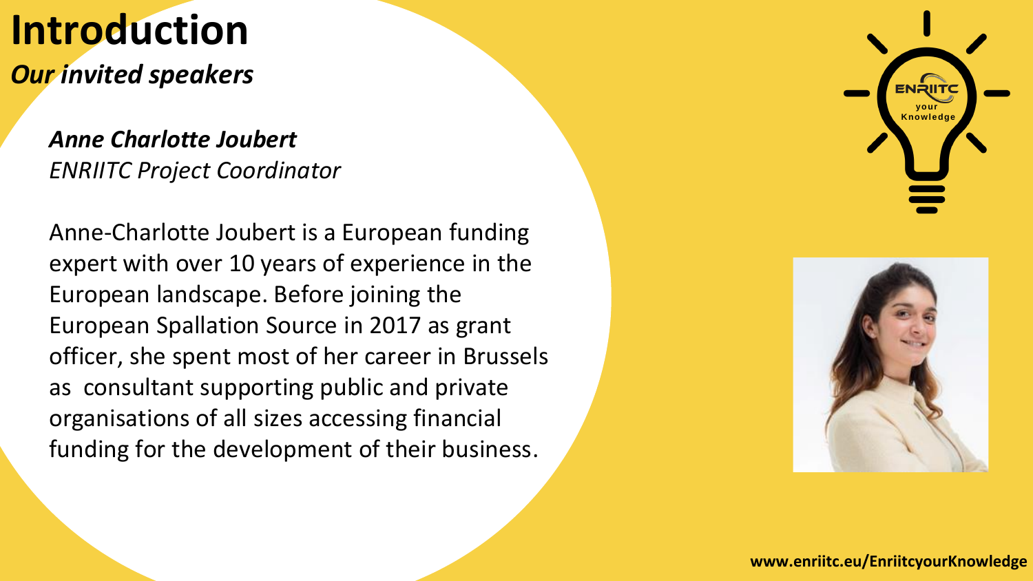# Introduction

***Our invited speakers***

***Anne Charlotte Joubert***
*ENRIITC Project Coordinator*

Anne-Charlotte Joubert is a European funding expert with over 10 years of experience in the European landscape. Before joining the European Spallation Source in 2017 as grant officer, she spent most of her career in Brussels as consultant supporting public and private organisations of all sizes accessing financial funding for the development of their business.

**www.enriitc.eu/EnriitcyourKnowledge**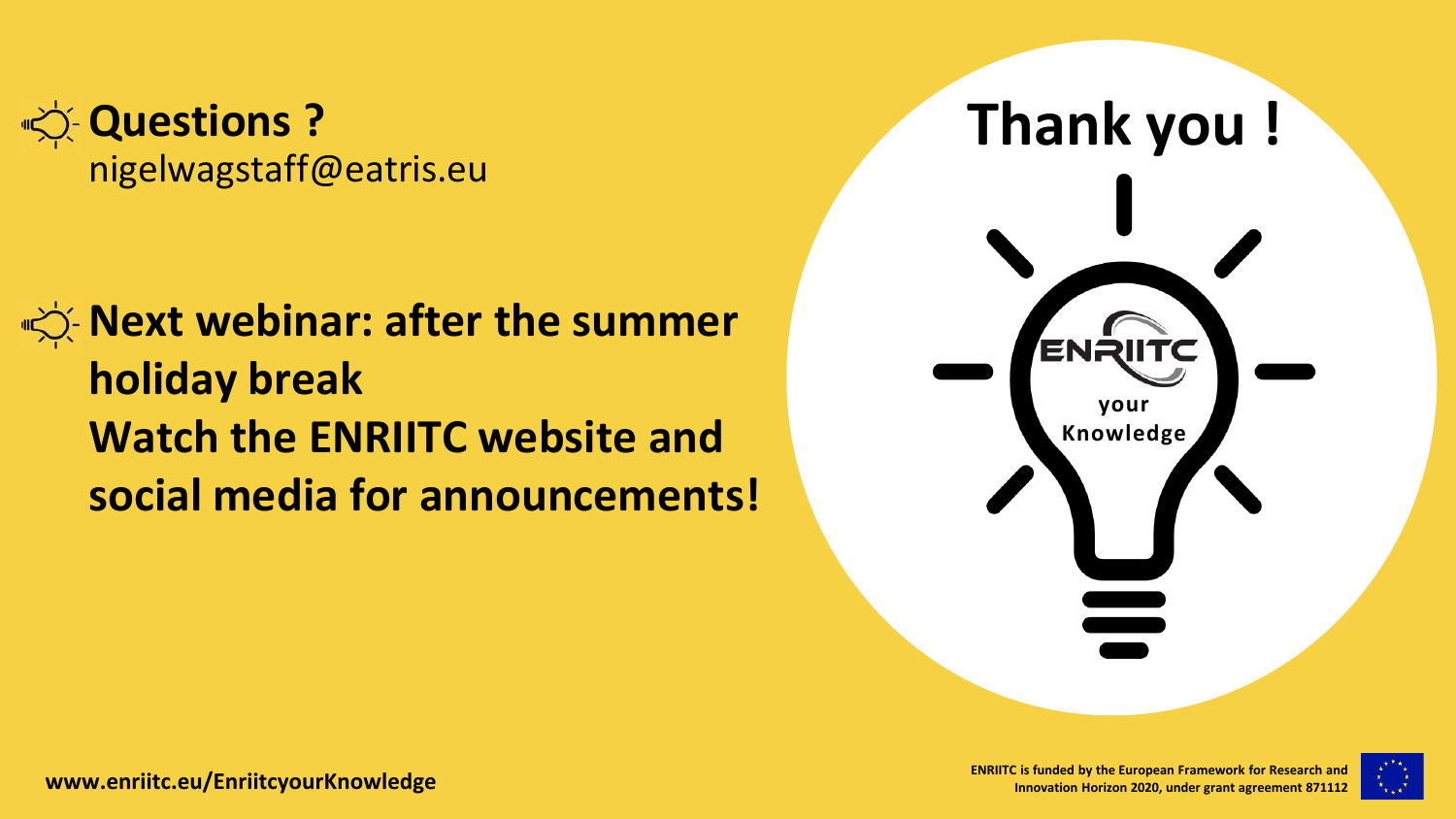**Questions ?**
nigelwagstaff@eatris.eu

**Next webinar: after the summer holiday break**
**Watch the ENRIITC website and social media for announcements!**

# Thank you !

ENRIITC your Knowledge

**www.enriitc.eu/EnriitcyourKnowledge**

**ENRIITC is funded by the European Framework for Research and Innovation Horizon 2020, under grant agreement 871112**